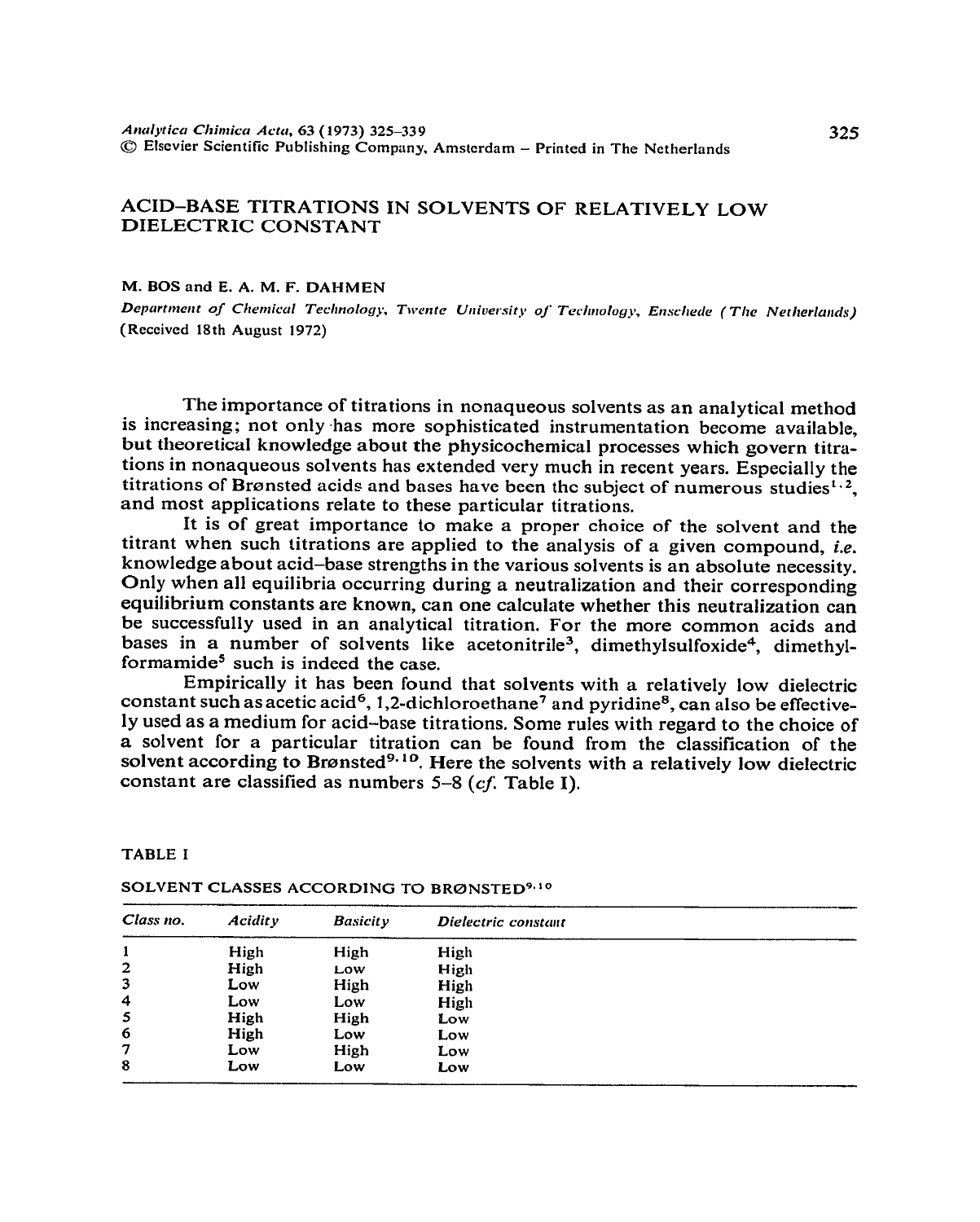# ACID–BASE TITRATIONS IN SOLVENTS OF RELATIVELY LOW DIELECTRIC CONSTANT

M. BOS and E. A. M. F. DAHMEN

*Department of Chemical Technology, Twente University of Technology, Enschede (The Netherlands)*
(Received 18th August 1972)

The importance of titrations in nonaqueous solvents as an analytical method is increasing; not only has more sophisticated instrumentation become available, but theoretical knowledge about the physicochemical processes which govern titrations in nonaqueous solvents has extended very much in recent years. Especially the titrations of Brønsted acids and bases have been the subject of numerous studies[1,2], and most applications relate to these particular titrations.

It is of great importance to make a proper choice of the solvent and the titrant when such titrations are applied to the analysis of a given compound, *i.e.* knowledge about acid–base strengths in the various solvents is an absolute necessity. Only when all equilibria occurring during a neutralization and their corresponding equilibrium constants are known, can one calculate whether this neutralization can be successfully used in an analytical titration. For the more common acids and bases in a number of solvents like acetonitrile[3], dimethylsulfoxide[4], dimethylformamide[5] such is indeed the case.

Empirically it has been found that solvents with a relatively low dielectric constant such as acetic acid[6], 1,2-dichloroethane[7] and pyridine[8], can also be effectively used as a medium for acid–base titrations. Some rules with regard to the choice of a solvent for a particular titration can be found from the classification of the solvent according to Brønsted[9,10]. Here the solvents with a relatively low dielectric constant are classified as numbers 5–8 (*cf.* Table I).

TABLE I

SOLVENT CLASSES ACCORDING TO BRØNSTED[9,10]

| *Class no.* | *Acidity* | *Basicity* | *Dielectric constant* |
|---|---|---|---|
| 1 | High | High | High |
| 2 | High | Low | High |
| 3 | Low | High | High |
| 4 | Low | Low | High |
| 5 | High | High | Low |
| 6 | High | Low | Low |
| 7 | Low | High | Low |
| 8 | Low | Low | Low |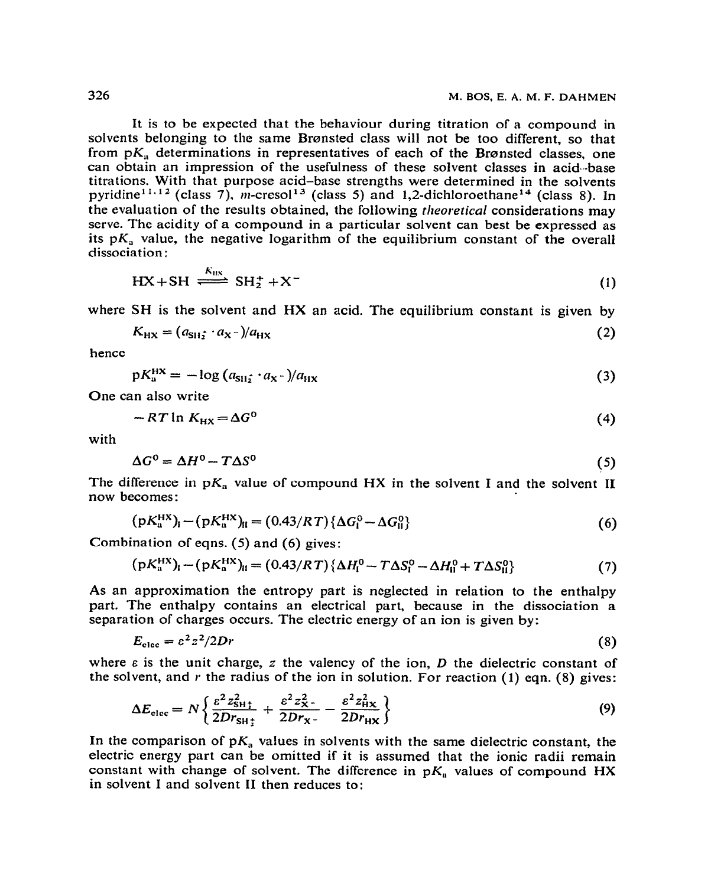It is to be expected that the behaviour during titration of a compound in solvents belonging to the same Brønsted class will not be too different, so that from $pK_a$ determinations in representatives of each of the Brønsted classes, one can obtain an impression of the usefulness of these solvent classes in acid–base titrations. With that purpose acid–base strengths were determined in the solvents pyridine[11,12] (class 7), *m*-cresol[13] (class 5) and 1,2-dichloroethane[14] (class 8). In the evaluation of the results obtained, the following *theoretical* considerations may serve. The acidity of a compound in a particular solvent can best be expressed as its $pK_a$ value, the negative logarithm of the equilibrium constant of the overall dissociation:

$$HX + SH \overset{K_{HX}}{\rightleftharpoons} SH_2^+ + X^- \tag{1}$$

where SH is the solvent and HX an acid. The equilibrium constant is given by

$$K_{HX} = (a_{SH_2^+} \cdot a_{X^-})/a_{HX} \tag{2}$$

hence

$$pK_a^{HX} = -\log (a_{SH_2^+} \cdot a_{X^-})/a_{HX} \tag{3}$$

One can also write

$$-RT \ln K_{HX} = \Delta G^0 \tag{4}$$

with

$$\Delta G^0 = \Delta H^0 - T\Delta S^0 \tag{5}$$

The difference in $pK_a$ value of compound HX in the solvent I and the solvent II now becomes:

$$(pK_a^{HX})_I - (pK_a^{HX})_{II} = (0.43/RT)\{\Delta G_I^0 - \Delta G_{II}^0\} \tag{6}$$

Combination of eqns. (5) and (6) gives:

$$(pK_a^{HX})_I - (pK_a^{HX})_{II} = (0.43/RT)\{\Delta H_I^0 - T\Delta S_I^0 - \Delta H_{II}^0 + T\Delta S_{II}^0\} \tag{7}$$

As an approximation the entropy part is neglected in relation to the enthalpy part. The enthalpy contains an electrical part, because in the dissociation a separation of charges occurs. The electric energy of an ion is given by:

$$E_{elec} = \varepsilon^2 z^2 / 2Dr \tag{8}$$

where $\varepsilon$ is the unit charge, $z$ the valency of the ion, $D$ the dielectric constant of the solvent, and $r$ the radius of the ion in solution. For reaction (1) eqn. (8) gives:

$$\Delta E_{elec} = N\left\{\frac{\varepsilon^2 z_{SH_2^+}^2}{2Dr_{SH_2^+}} + \frac{\varepsilon^2 z_{X^-}^2}{2Dr_{X^-}} - \frac{\varepsilon^2 z_{HX}^2}{2Dr_{HX}}\right\} \tag{9}$$

In the comparison of $pK_a$ values in solvents with the same dielectric constant, the electric energy part can be omitted if it is assumed that the ionic radii remain constant with change of solvent. The difference in $pK_a$ values of compound HX in solvent I and solvent II then reduces to: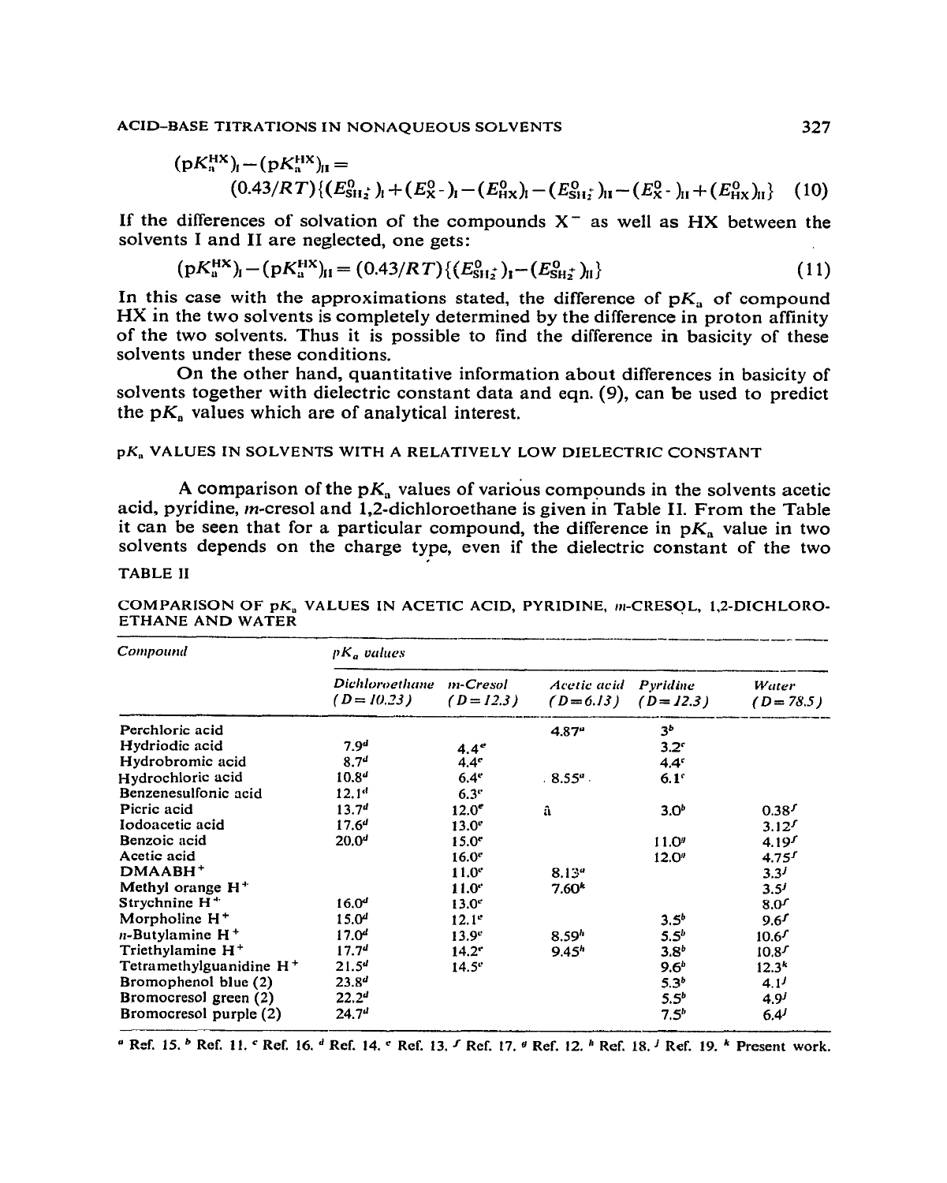$$(\mathrm{p}K_{\mathrm{a}}^{\mathrm{HX}})_{\mathrm{I}} - (\mathrm{p}K_{\mathrm{a}}^{\mathrm{HX}})_{\mathrm{II}} = (0.43/RT)\{(E^{0}_{\mathrm{SH}_2^+})_{\mathrm{I}} + (E^{0}_{\mathrm{X}^-})_{\mathrm{I}} - (E^{0}_{\mathrm{HX}})_{\mathrm{I}} - (E^{0}_{\mathrm{SH}_2^+})_{\mathrm{II}} - (E^{0}_{\mathrm{X}^-})_{\mathrm{II}} + (E^{0}_{\mathrm{HX}})_{\mathrm{II}}\} \quad (10)$$

If the differences of solvation of the compounds $X^-$ as well as HX between the solvents I and II are neglected, one gets:

$$(\mathrm{p}K_{\mathrm{a}}^{\mathrm{HX}})_{\mathrm{I}} - (\mathrm{p}K_{\mathrm{a}}^{\mathrm{HX}})_{\mathrm{II}} = (0.43/RT)\{(E^{0}_{\mathrm{SH}_2^+})_{\mathrm{I}} - (E^{0}_{\mathrm{SH}_2^+})_{\mathrm{II}}\} \quad (11)$$

In this case with the approximations stated, the difference of $\mathrm{p}K_a$ of compound HX in the two solvents is completely determined by the difference in proton affinity of the two solvents. Thus it is possible to find the difference in basicity of these solvents under these conditions.

On the other hand, quantitative information about differences in basicity of solvents together with dielectric constant data and eqn. (9), can be used to predict the $\mathrm{p}K_a$ values which are of analytical interest.

## $\mathrm{p}K_a$ VALUES IN SOLVENTS WITH A RELATIVELY LOW DIELECTRIC CONSTANT

A comparison of the $\mathrm{p}K_a$ values of various compounds in the solvents acetic acid, pyridine, *m*-cresol and 1,2-dichloroethane is given in Table II. From the Table it can be seen that for a particular compound, the difference in $\mathrm{p}K_a$ value in two solvents depends on the charge type, even if the dielectric constant of the two

TABLE II

COMPARISON OF $\mathrm{p}K_a$ VALUES IN ACETIC ACID, PYRIDINE, *m*-CRESOL, 1,2-DICHLOROETHANE AND WATER

| *Compound* | *$\mathrm{p}K_a$ values* | | | | |
|---|---|---|---|---|---|
| | *Dichloroethane ($D$ = 10.23)* | *m-Cresol ($D$ = 12.3)* | *Acetic acid ($D$ = 6.13)* | *Pyridine ($D$ = 12.3)* | *Water ($D$ = 78.5)* |
| Perchloric acid | | | 4.87[a] | 3[b] | |
| Hydriodic acid | 7.9[d] | 4.4[e] | | 3.2[c] | |
| Hydrobromic acid | 8.7[d] | 4.4[e] | | 4.4[c] | |
| Hydrochloric acid | 10.8[d] | 6.4[e] | 8.55[a] | 6.1[c] | |
| Benzenesulfonic acid | 12.1[d] | 6.3[e] | | | |
| Picric acid | 13.7[d] | 12.0[e] | ā | 3.0[b] | 0.38[f] |
| Iodoacetic acid | 17.6[d] | 13.0[e] | | | 3.12[f] |
| Benzoic acid | 20.0[d] | 15.0[e] | | 11.0[g] | 4.19[f] |
| Acetic acid | | 16.0[e] | | 12.0[g] | 4.75[f] |
| DMAABH$^+$ | | 11.0[e] | 8.13[a] | | 3.3[j] |
| Methyl orange H$^+$ | | 11.0[e] | 7.60[k] | | 3.5[j] |
| Strychnine H$^+$ | 16.0[d] | 13.0[e] | | | 8.0[f] |
| Morpholine H$^+$ | 15.0[d] | 12.1[e] | | 3.5[b] | 9.6[f] |
| *n*-Butylamine H$^+$ | 17.0[d] | 13.9[e] | 8.59[h] | 5.5[b] | 10.6[f] |
| Triethylamine H$^+$ | 17.7[d] | 14.2[e] | 9.45[h] | 3.8[b] | 10.8[f] |
| Tetramethylguanidine H$^+$ | 21.5[d] | 14.5[e] | | 9.6[b] | 12.3[k] |
| Bromophenol blue (2) | 23.8[d] | | | 5.3[b] | 4.1[j] |
| Bromocresol green (2) | 22.2[d] | | | 5.5[b] | 4.9[j] |
| Bromocresol purple (2) | 24.7[d] | | | 7.5[b] | 6.4[j] |

[a] Ref. 15. [b] Ref. 11. [c] Ref. 16. [d] Ref. 14. [e] Ref. 13. [f] Ref. 17. [g] Ref. 12. [h] Ref. 18. [j] Ref. 19. [k] Present work.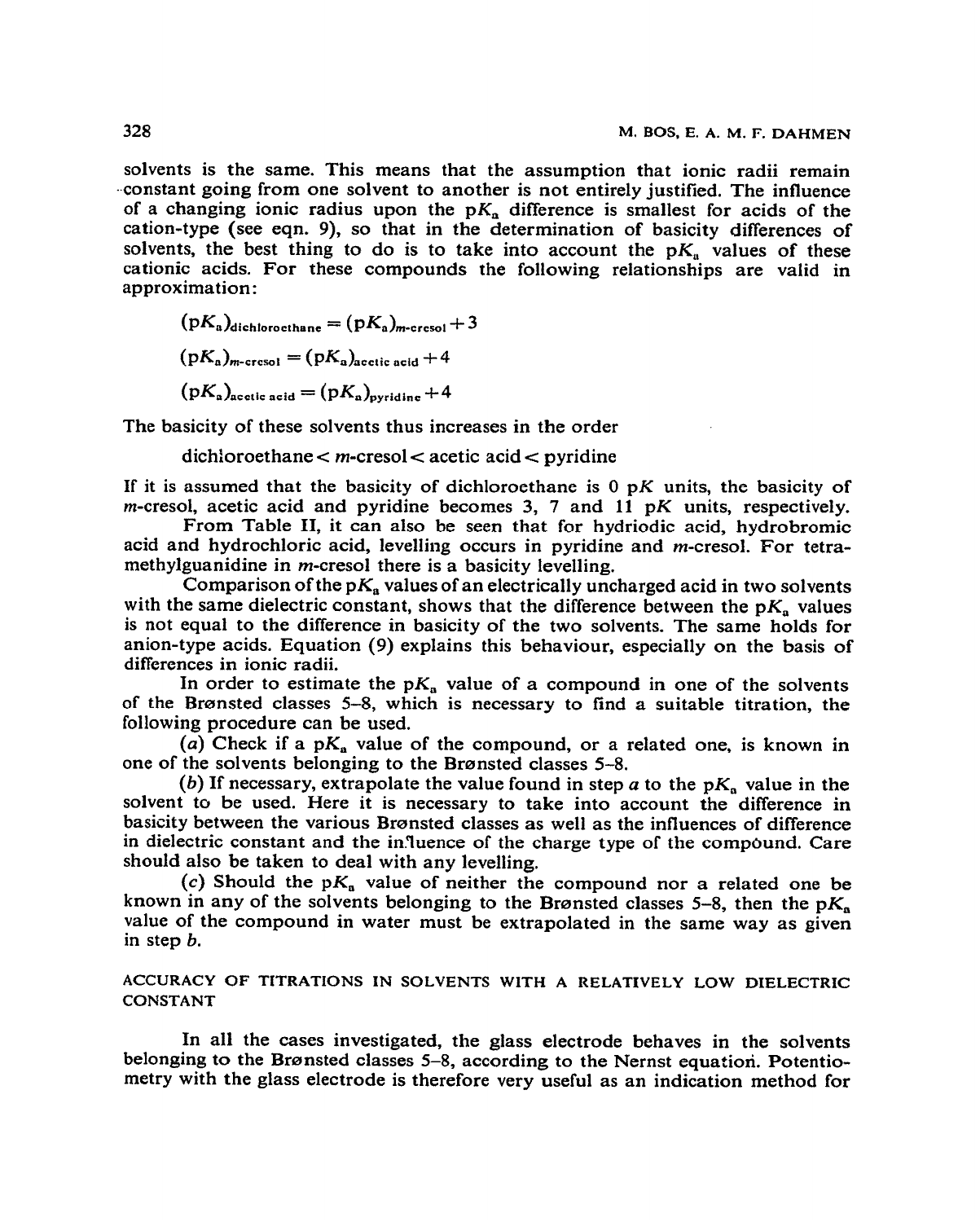solvents is the same. This means that the assumption that ionic radii remain constant going from one solvent to another is not entirely justified. The influence of a changing ionic radius upon the $pK_a$ difference is smallest for acids of the cation-type (see eqn. 9), so that in the determination of basicity differences of solvents, the best thing to do is to take into account the $pK_a$ values of these cationic acids. For these compounds the following relationships are valid in approximation:

$$(pK_a)_{\text{dichloroethane}} = (pK_a)_{m\text{-cresol}} + 3$$

$$(pK_a)_{m\text{-cresol}} = (pK_a)_{\text{acetic acid}} + 4$$

$$(pK_a)_{\text{acetic acid}} = (pK_a)_{\text{pyridine}} + 4$$

The basicity of these solvents thus increases in the order

dichloroethane < *m*-cresol < acetic acid < pyridine

If it is assumed that the basicity of dichloroethane is 0 p*K* units, the basicity of *m*-cresol, acetic acid and pyridine becomes 3, 7 and 11 p*K* units, respectively.

From Table II, it can also be seen that for hydriodic acid, hydrobromic acid and hydrochloric acid, levelling occurs in pyridine and *m*-cresol. For tetramethylguanidine in *m*-cresol there is a basicity levelling.

Comparison of the $pK_a$ values of an electrically uncharged acid in two solvents with the same dielectric constant, shows that the difference between the $pK_a$ values is not equal to the difference in basicity of the two solvents. The same holds for anion-type acids. Equation (9) explains this behaviour, especially on the basis of differences in ionic radii.

In order to estimate the $pK_a$ value of a compound in one of the solvents of the Brønsted classes 5–8, which is necessary to find a suitable titration, the following procedure can be used.

(*a*) Check if a $pK_a$ value of the compound, or a related one, is known in one of the solvents belonging to the Brønsted classes 5–8.

(*b*) If necessary, extrapolate the value found in step *a* to the $pK_a$ value in the solvent to be used. Here it is necessary to take into account the difference in basicity between the various Brønsted classes as well as the influences of difference in dielectric constant and the influence of the charge type of the compound. Care should also be taken to deal with any levelling.

(*c*) Should the $pK_a$ value of neither the compound nor a related one be known in any of the solvents belonging to the Brønsted classes 5–8, then the $pK_a$ value of the compound in water must be extrapolated in the same way as given in step *b*.

## ACCURACY OF TITRATIONS IN SOLVENTS WITH A RELATIVELY LOW DIELECTRIC CONSTANT

In all the cases investigated, the glass electrode behaves in the solvents belonging to the Brønsted classes 5–8, according to the Nernst equation. Potentiometry with the glass electrode is therefore very useful as an indication method for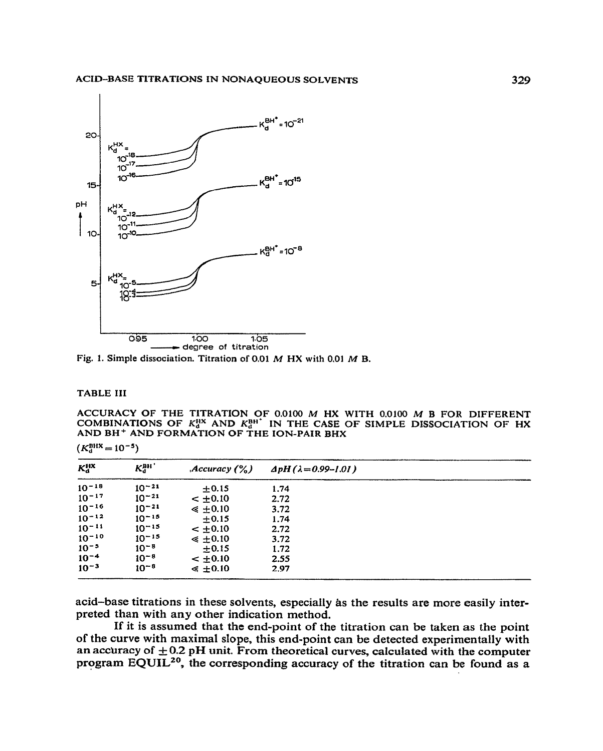Fig. 1. Simple dissociation. Titration of 0.01 $M$ HX with 0.01 $M$ B.

TABLE III

ACCURACY OF THE TITRATION OF 0.0100 $M$ HX WITH 0.0100 $M$ B FOR DIFFERENT COMBINATIONS OF $K_d^{HX}$ AND $K_d^{BH^+}$ IN THE CASE OF SIMPLE DISSOCIATION OF HX AND $BH^+$ AND FORMATION OF THE ION-PAIR BHX

($K_d^{BHX} = 10^{-5}$)

| $K_d^{HX}$ | $K_d^{BH^+}$ | *Accuracy (%)* | *ΔpH (λ=0.99–1.01)* |
|---|---|---|---|
| $10^{-18}$ | $10^{-21}$ | $\pm 0.15$ | 1.74 |
| $10^{-17}$ | $10^{-21}$ | $< \pm 0.10$ | 2.72 |
| $10^{-16}$ | $10^{-21}$ | $\ll \pm 0.10$ | 3.72 |
| $10^{-12}$ | $10^{-15}$ | $\pm 0.15$ | 1.74 |
| $10^{-11}$ | $10^{-15}$ | $< \pm 0.10$ | 2.72 |
| $10^{-10}$ | $10^{-15}$ | $\ll \pm 0.10$ | 3.72 |
| $10^{-5}$ | $10^{-8}$ | $\pm 0.15$ | 1.72 |
| $10^{-4}$ | $10^{-8}$ | $< \pm 0.10$ | 2.55 |
| $10^{-3}$ | $10^{-8}$ | $\ll \pm 0.10$ | 2.97 |

acid–base titrations in these solvents, especially as the results are more easily interpreted than with any other indication method.

If it is assumed that the end-point of the titration can be taken as the point of the curve with maximal slope, this end-point can be detected experimentally with an accuracy of $\pm 0.2$ pH unit. From theoretical curves, calculated with the computer program EQUIL[20], the corresponding accuracy of the titration can be found as a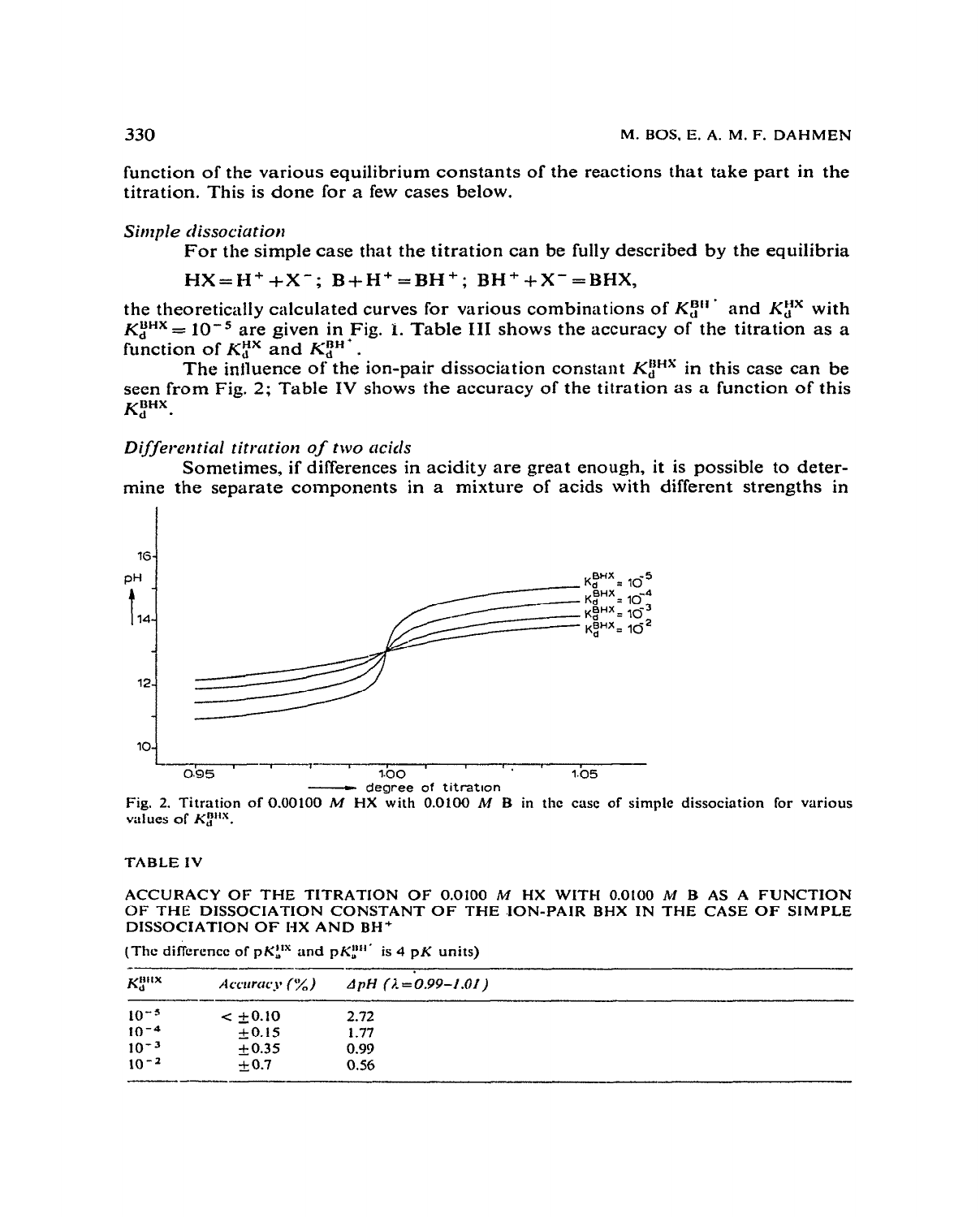function of the various equilibrium constants of the reactions that take part in the titration. This is done for a few cases below.

### *Simple dissociation*

For the simple case that the titration can be fully described by the equilibria

$$HX = H^+ + X^-; \quad B + H^+ = BH^+; \quad BH^+ + X^- = BHX,$$

the theoretically calculated curves for various combinations of $K_d^{BH^+}$ and $K_d^{HX}$ with $K_d^{BHX} = 10^{-5}$ are given in Fig. 1. Table III shows the accuracy of the titration as a function of $K_d^{HX}$ and $K_d^{BH^+}$.

The influence of the ion-pair dissociation constant $K_d^{BHX}$ in this case can be seen from Fig. 2; Table IV shows the accuracy of the titration as a function of this $K_d^{BHX}$.

### *Differential titration of two acids*

Sometimes, if differences in acidity are great enough, it is possible to determine the separate components in a mixture of acids with different strengths in

Fig. 2. Titration of 0.00100 *M* HX with 0.0100 *M* B in the case of simple dissociation for various values of $K_d^{BHX}$.

TABLE IV

ACCURACY OF THE TITRATION OF 0.0100 *M* HX WITH 0.0100 *M* B AS A FUNCTION OF THE DISSOCIATION CONSTANT OF THE ION-PAIR BHX IN THE CASE OF SIMPLE DISSOCIATION OF HX AND $BH^+$

(The difference of $pK_a^{HX}$ and $pK_a^{BH^+}$ is 4 $pK$ units)

| $K_d^{BHX}$ | *Accuracy (%)* | *$\Delta pH$ ($\lambda = 0.99$–$1.01$)* |
|---|---|---|
| $10^{-5}$ | $< \pm 0.10$ | 2.72 |
| $10^{-4}$ | $\pm 0.15$ | 1.77 |
| $10^{-3}$ | $\pm 0.35$ | 0.99 |
| $10^{-2}$ | $\pm 0.7$ | 0.56 |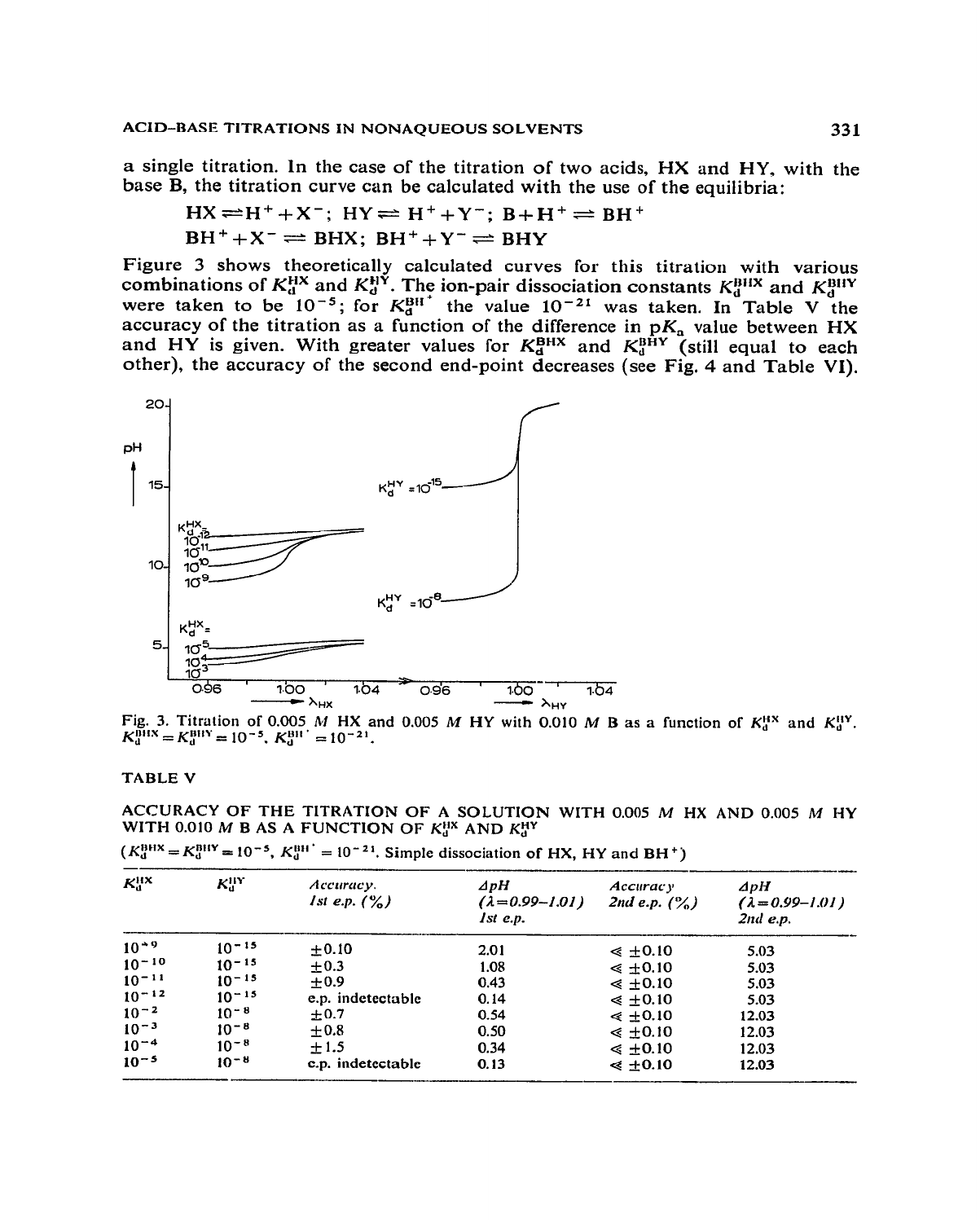a single titration. In the case of the titration of two acids, HX and HY, with the base B, the titration curve can be calculated with the use of the equilibria:

$$HX \rightleftharpoons H^+ + X^-;\quad HY \rightleftharpoons H^+ + Y^-;\quad B + H^+ \rightleftharpoons BH^+$$

$$BH^+ + X^- \rightleftharpoons BHX;\quad BH^+ + Y^- \rightleftharpoons BHY$$

Figure 3 shows theoretically calculated curves for this titration with various combinations of $K_d^{HX}$ and $K_d^{HY}$. The ion-pair dissociation constants $K_d^{BHX}$ and $K_d^{BHY}$ were taken to be $10^{-5}$; for $K_d^{BH^+}$ the value $10^{-21}$ was taken. In Table V the accuracy of the titration as a function of the difference in $pK_a$ value between HX and HY is given. With greater values for $K_d^{BHX}$ and $K_d^{BHY}$ (still equal to each other), the accuracy of the second end-point decreases (see Fig. 4 and Table VI).

Fig. 3. Titration of 0.005 *M* HX and 0.005 *M* HY with 0.010 *M* B as a function of $K_d^{HX}$ and $K_d^{HY}$. $K_d^{BHX} = K_d^{BHY} = 10^{-5}$, $K_d^{BH^+} = 10^{-21}$.

TABLE V

ACCURACY OF THE TITRATION OF A SOLUTION WITH 0.005 *M* HX AND 0.005 *M* HY WITH 0.010 *M* B AS A FUNCTION OF $K_d^{HX}$ AND $K_d^{HY}$

($K_d^{BHX} = K_d^{BHY} = 10^{-5}$, $K_d^{BH^+} = 10^{-21}$. Simple dissociation of HX, HY and $BH^+$)

| $K_d^{HX}$ | $K_d^{HY}$ | *Accuracy. 1st e.p. (%)* | *ΔpH (λ=0.99–1.01) 1st e.p.* | *Accuracy 2nd e.p. (%)* | *ΔpH (λ=0.99–1.01) 2nd e.p.* |
|---|---|---|---|---|---|
| $10^{-9}$ | $10^{-15}$ | ±0.10 | 2.01 | ≤ ±0.10 | 5.03 |
| $10^{-10}$ | $10^{-15}$ | ±0.3 | 1.08 | ≤ ±0.10 | 5.03 |
| $10^{-11}$ | $10^{-15}$ | ±0.9 | 0.43 | ≤ ±0.10 | 5.03 |
| $10^{-12}$ | $10^{-15}$ | e.p. indetectable | 0.14 | ≤ ±0.10 | 5.03 |
| $10^{-2}$ | $10^{-8}$ | ±0.7 | 0.54 | ≤ ±0.10 | 12.03 |
| $10^{-3}$ | $10^{-8}$ | ±0.8 | 0.50 | ≤ ±0.10 | 12.03 |
| $10^{-4}$ | $10^{-8}$ | ±1.5 | 0.34 | ≤ ±0.10 | 12.03 |
| $10^{-5}$ | $10^{-8}$ | e.p. indetectable | 0.13 | ≤ ±0.10 | 12.03 |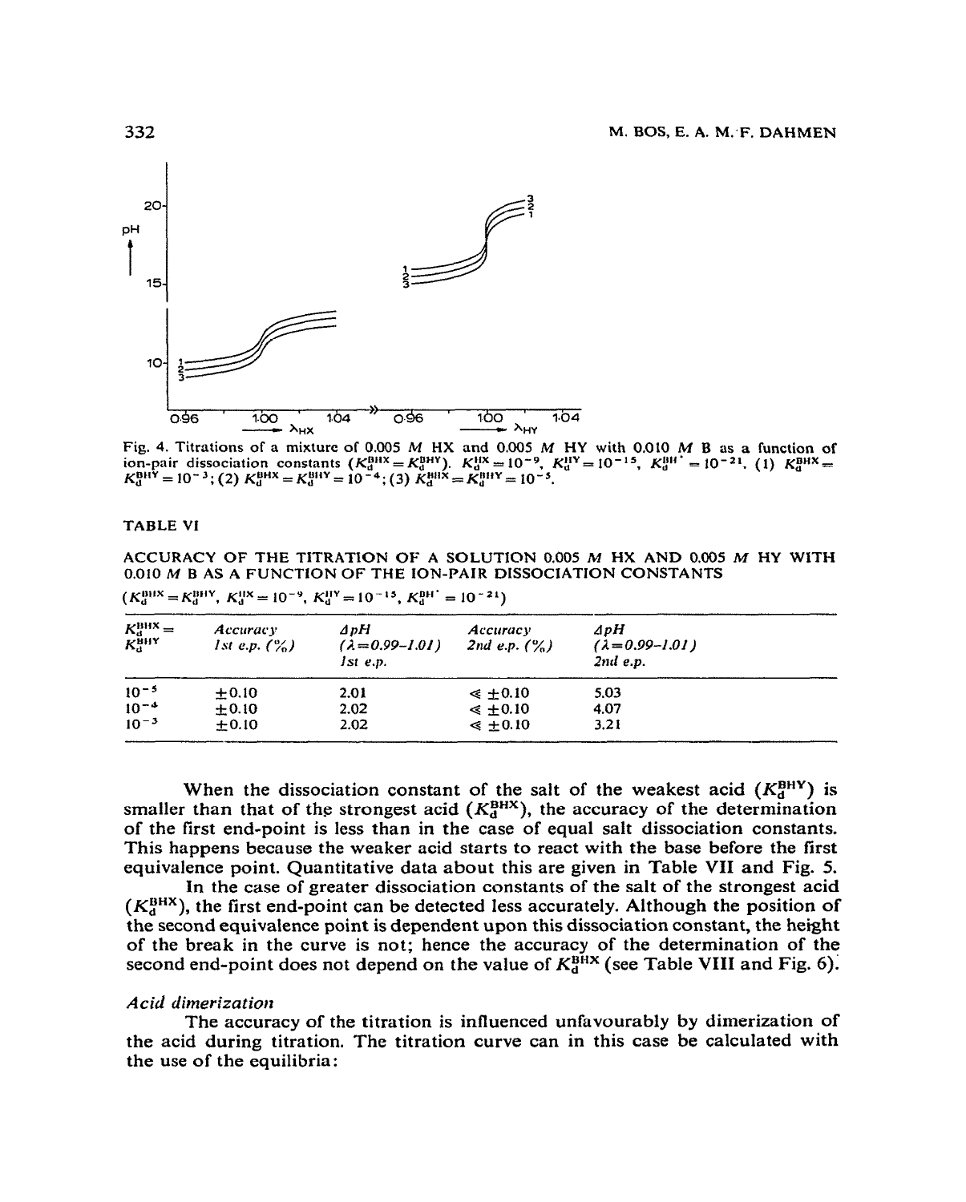Fig. 4. Titrations of a mixture of 0.005 $M$ HX and 0.005 $M$ HY with 0.010 $M$ B as a function of ion-pair dissociation constants ($K_d^{BHX} = K_d^{BHY}$). $K_d^{HX} = 10^{-9}$, $K_d^{HY} = 10^{-15}$, $K_d^{BH^+} = 10^{-21}$. (1) $K_d^{BHX} = K_d^{BHY} = 10^{-3}$; (2) $K_d^{BHX} = K_d^{BHY} = 10^{-4}$; (3) $K_d^{BHX} = K_d^{BHY} = 10^{-5}$.

TABLE VI

ACCURACY OF THE TITRATION OF A SOLUTION 0.005 $M$ HX AND 0.005 $M$ HY WITH 0.010 $M$ B AS A FUNCTION OF THE ION-PAIR DISSOCIATION CONSTANTS

($K_d^{BHX} = K_d^{BHY}$, $K_d^{HX} = 10^{-9}$, $K_d^{HY} = 10^{-15}$, $K_d^{BH^+} = 10^{-21}$)

| $K_d^{BHX} = K_d^{BHY}$ | *Accuracy 1st e.p. (%)* | *$\Delta pH$ ($\lambda = 0.99$–$1.01$) 1st e.p.* | *Accuracy 2nd e.p. (%)* | *$\Delta pH$ ($\lambda = 0.99$–$1.01$) 2nd e.p.* |
|---|---|---|---|---|
| $10^{-5}$ | $\pm 0.10$ | 2.01 | $\leqslant \pm 0.10$ | 5.03 |
| $10^{-4}$ | $\pm 0.10$ | 2.02 | $\leqslant \pm 0.10$ | 4.07 |
| $10^{-3}$ | $\pm 0.10$ | 2.02 | $\leqslant \pm 0.10$ | 3.21 |

When the dissociation constant of the salt of the weakest acid ($K_d^{BHY}$) is smaller than that of the strongest acid ($K_d^{BHX}$), the accuracy of the determination of the first end-point is less than in the case of equal salt dissociation constants. This happens because the weaker acid starts to react with the base before the first equivalence point. Quantitative data about this are given in Table VII and Fig. 5.

In the case of greater dissociation constants of the salt of the strongest acid ($K_d^{BHX}$), the first end-point can be detected less accurately. Although the position of the second equivalence point is dependent upon this dissociation constant, the height of the break in the curve is not; hence the accuracy of the determination of the second end-point does not depend on the value of $K_d^{BHX}$ (see Table VIII and Fig. 6).

### *Acid dimerization*

The accuracy of the titration is influenced unfavourably by dimerization of the acid during titration. The titration curve can in this case be calculated with the use of the equilibria: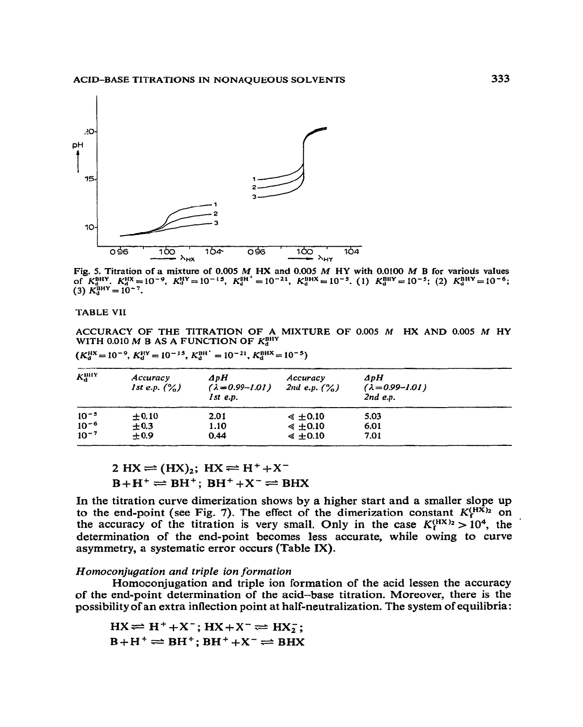Fig. 5. Titration of a mixture of 0.005 *M* HX and 0.005 *M* HY with 0.0100 *M* B for various values of $K_d^{BHY}$. $K_d^{HX} = 10^{-9}$, $K_d^{HY} = 10^{-15}$, $K_d^{BH^+} = 10^{-21}$, $K_d^{BHX} = 10^{-5}$. (1) $K_d^{BHY} = 10^{-5}$; (2) $K_d^{BHY} = 10^{-6}$; (3) $K_d^{BHY} = 10^{-7}$.

TABLE VII

ACCURACY OF THE TITRATION OF A MIXTURE OF 0.005 *M* HX AND 0.005 *M* HY WITH 0.010 *M* B AS A FUNCTION OF $K_d^{BHY}$

($K_d^{HX} = 10^{-9}$, $K_d^{HY} = 10^{-15}$, $K_d^{BH^+} = 10^{-21}$, $K_d^{BHX} = 10^{-5}$)

| $K_d^{BHY}$ | *Accuracy 1st e.p. (%)* | *$\Delta pH$ ($\lambda = 0.99$–$1.01$) 1st e.p.* | *Accuracy 2nd e.p. (%)* | *$\Delta pH$ ($\lambda = 0.99$–$1.01$) 2nd e.p.* |
|---|---|---|---|---|
| $10^{-5}$ | $\pm 0.10$ | 2.01 | $\leqslant \pm 0.10$ | 5.03 |
| $10^{-6}$ | $\pm 0.3$ | 1.10 | $\leqslant \pm 0.10$ | 6.01 |
| $10^{-7}$ | $\pm 0.9$ | 0.44 | $\leqslant \pm 0.10$ | 7.01 |

$$2\ HX \rightleftharpoons (HX)_2;\ HX \rightleftharpoons H^+ + X^-$$
$$B + H^+ \rightleftharpoons BH^+;\ BH^+ + X^- \rightleftharpoons BHX$$

In the titration curve dimerization shows by a higher start and a smaller slope up to the end-point (see Fig. 7). The effect of the dimerization constant $K_f^{(HX)_2}$ on the accuracy of the titration is very small. Only in the case $K_f^{(HX)_2} > 10^4$, the determination of the end-point becomes less accurate, while owing to curve asymmetry, a systematic error occurs (Table IX).

### *Homoconjugation and triple ion formation*

Homoconjugation and triple ion formation of the acid lessen the accuracy of the end-point determination of the acid–base titration. Moreover, there is the possibility of an extra inflection point at half-neutralization. The system of equilibria:

$$HX \rightleftharpoons H^+ + X^-;\ HX + X^- \rightleftharpoons HX_2^-;$$
$$B + H^+ \rightleftharpoons BH^+;\ BH^+ + X^- \rightleftharpoons BHX$$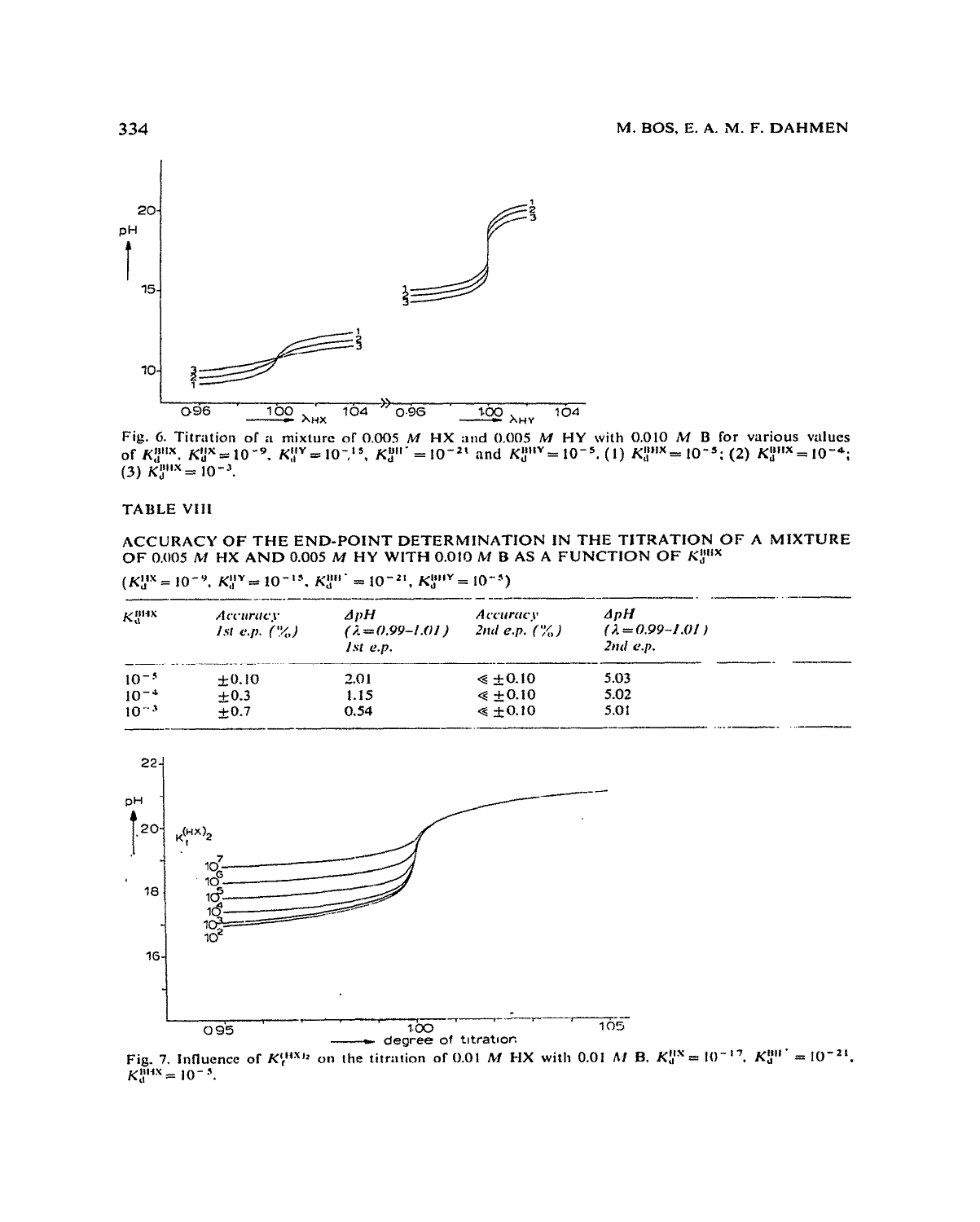Fig. 6. Titration of a mixture of 0.005 $M$ HX and 0.005 $M$ HY with 0.010 $M$ B for various values of $K_d^{BHX}$. $K_d^{HX} = 10^{-9}$, $K_d^{HY} = 10^{-15}$, $K_d^{BH^+} = 10^{-21}$ and $K_d^{BHY} = 10^{-5}$. (1) $K_d^{BHX} = 10^{-5}$; (2) $K_d^{BHX} = 10^{-4}$; (3) $K_d^{BHX} = 10^{-3}$.

TABLE VIII

ACCURACY OF THE END-POINT DETERMINATION IN THE TITRATION OF A MIXTURE OF 0.005 $M$ HX AND 0.005 $M$ HY WITH 0.010 $M$ B AS A FUNCTION OF $K_d^{BHX}$

($K_d^{HX} = 10^{-9}$, $K_d^{HY} = 10^{-15}$, $K_d^{BH^+} = 10^{-21}$, $K_d^{BHY} = 10^{-5}$)

| $K_d^{BHX}$ | *Accuracy 1st e.p. (%)* | *ΔpH ($\lambda$=0.99–1.01) 1st e.p.* | *Accuracy 2nd e.p. (%)* | *ΔpH ($\lambda$=0.99–1.01) 2nd e.p.* |
|---|---|---|---|---|
| $10^{-5}$ | ±0.10 | 2.01 | ≤ ±0.10 | 5.03 |
| $10^{-4}$ | ±0.3 | 1.15 | ≤ ±0.10 | 5.02 |
| $10^{-3}$ | ±0.7 | 0.54 | ≤ ±0.10 | 5.01 |

Fig. 7. Influence of $K_f^{(HX)_2}$ on the titration of 0.01 $M$ HX with 0.01 $M$ B. $K_d^{HX} = 10^{-17}$, $K_d^{BH^+} = 10^{-21}$, $K_d^{BHX} = 10^{-5}$.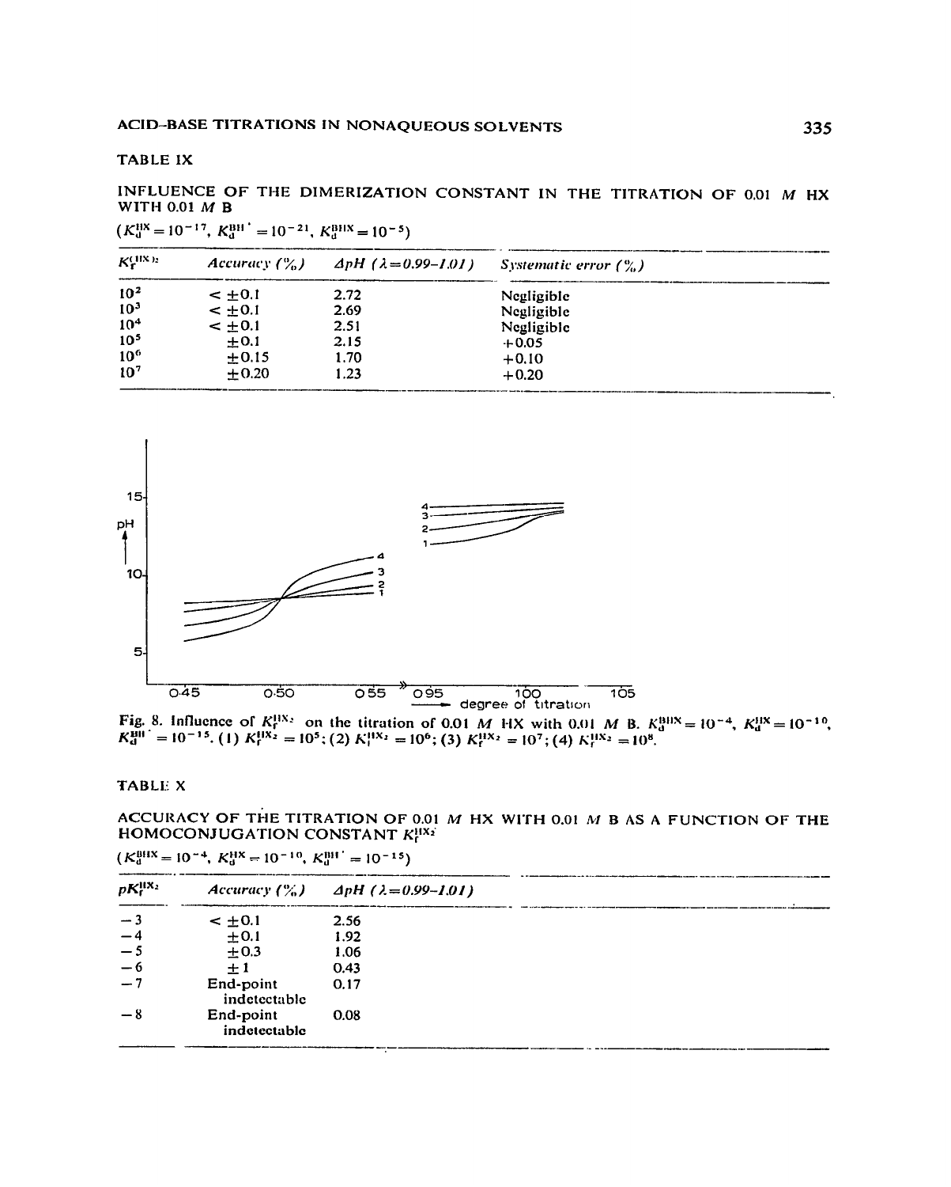TABLE IX

INFLUENCE OF THE DIMERIZATION CONSTANT IN THE TITRATION OF 0.01 *M* HX WITH 0.01 *M* B

($K_d^{HX} = 10^{-17}$, $K_d^{BH^+} = 10^{-21}$, $K_d^{BHX} = 10^{-5}$)

| $K_f^{(HX)_2}$ | *Accuracy (%)* | *ΔpH (λ=0.99–1.01)* | *Systematic error (%)* |
|---|---|---|---|
| $10^2$ | $< \pm 0.1$ | 2.72 | Negligible |
| $10^3$ | $< \pm 0.1$ | 2.69 | Negligible |
| $10^4$ | $< \pm 0.1$ | 2.51 | Negligible |
| $10^5$ | $\pm 0.1$ | 2.15 | +0.05 |
| $10^6$ | $\pm 0.15$ | 1.70 | +0.10 |
| $10^7$ | $\pm 0.20$ | 1.23 | +0.20 |

Fig. 8. Influence of $K_f^{HX_2}$ on the titration of 0.01 *M* HX with 0.01 *M* B. $K_d^{BHX} = 10^{-4}$, $K_d^{HX} = 10^{-10}$, $K_d^{BH^+} = 10^{-15}$. (1) $K_f^{HX_2} = 10^5$; (2) $K_f^{HX_2} = 10^6$; (3) $K_f^{HX_2} = 10^7$; (4) $K_f^{HX_2} = 10^8$.

TABLE X

ACCURACY OF THE TITRATION OF 0.01 *M* HX WITH 0.01 *M* B AS A FUNCTION OF THE HOMOCONJUGATION CONSTANT $K_f^{HX_2}$

($K_d^{BHX} = 10^{-4}$, $K_d^{HX} = 10^{-10}$, $K_d^{BH^+} = 10^{-15}$)

| $pK_f^{HX_2}$ | *Accuracy (%)* | *ΔpH (λ=0.99–1.01)* |
|---|---|---|
| −3 | $< \pm 0.1$ | 2.56 |
| −4 | $\pm 0.1$ | 1.92 |
| −5 | $\pm 0.3$ | 1.06 |
| −6 | $\pm 1$ | 0.43 |
| −7 | End-point indetectable | 0.17 |
| −8 | End-point indetectable | 0.08 |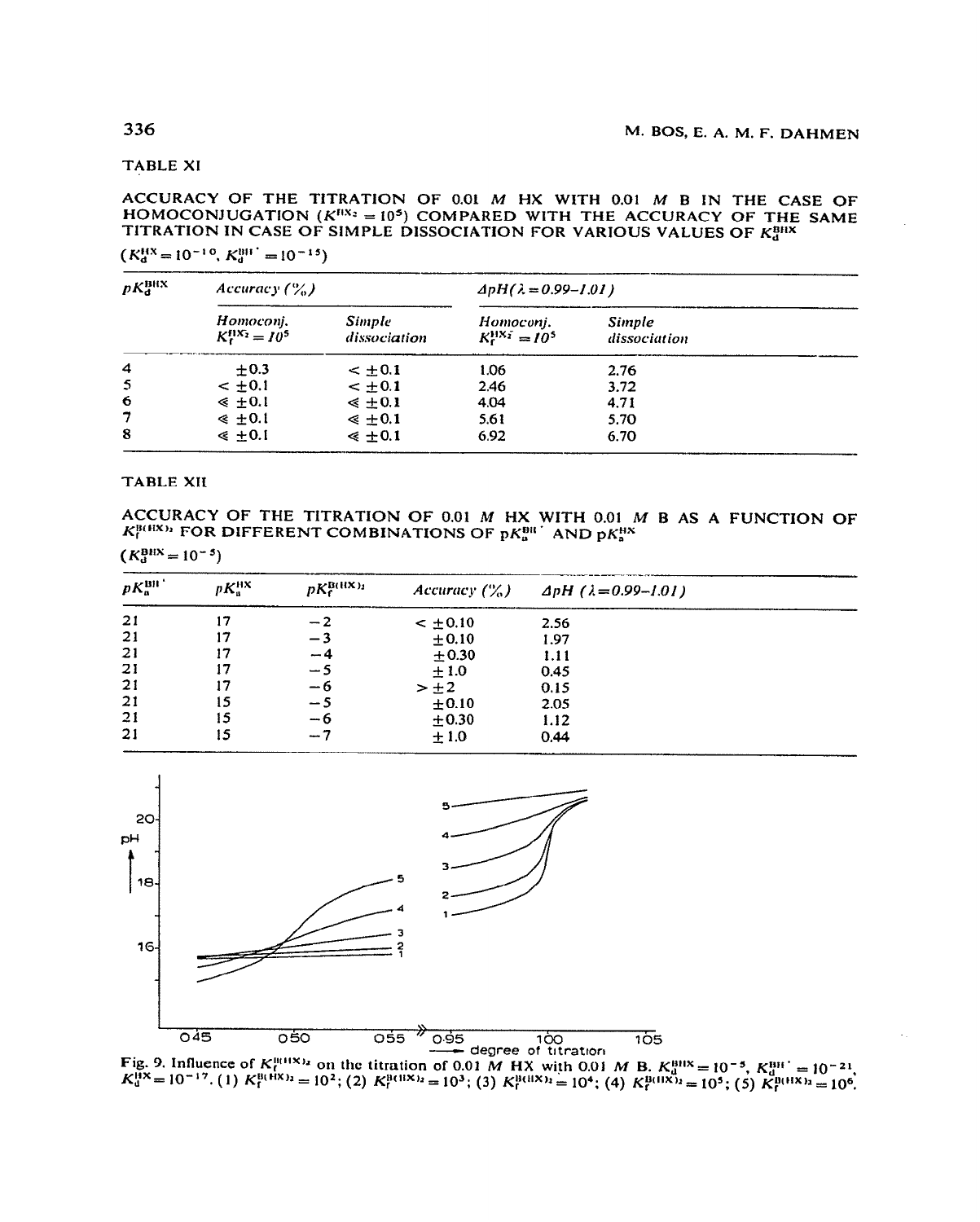TABLE XI

ACCURACY OF THE TITRATION OF 0.01 *M* HX WITH 0.01 *M* B IN THE CASE OF HOMOCONJUGATION ($K^{HX_2} = 10^5$) COMPARED WITH THE ACCURACY OF THE SAME TITRATION IN CASE OF SIMPLE DISSOCIATION FOR VARIOUS VALUES OF $K_d^{BHX}$

($K_d^{HX} = 10^{-10}$, $K_d^{BH'} = 10^{-15}$)

| $pK_d^{BHX}$ | *Accuracy (%)* | | $\Delta pH(\lambda = 0.99–1.01)$ | |
|---|---|---|---|---|
| | *Homoconj.* $K_f^{HX_2} = 10^5$ | *Simple dissociation* | *Homoconj.* $K_f^{HX_2^-} = 10^5$ | *Simple dissociation* |
| 4 | $\pm 0.3$ | $< \pm 0.1$ | 1.06 | 2.76 |
| 5 | $< \pm 0.1$ | $< \pm 0.1$ | 2.46 | 3.72 |
| 6 | $\ll \pm 0.1$ | $\ll \pm 0.1$ | 4.04 | 4.71 |
| 7 | $\ll \pm 0.1$ | $\ll \pm 0.1$ | 5.61 | 5.70 |
| 8 | $\ll \pm 0.1$ | $\ll \pm 0.1$ | 6.92 | 6.70 |

TABLE XII

ACCURACY OF THE TITRATION OF 0.01 *M* HX WITH 0.01 *M* B AS A FUNCTION OF $K_f^{B(HX)_2}$ FOR DIFFERENT COMBINATIONS OF $pK_a^{BH'}$ AND $pK_a^{HX}$

($K_d^{BHX} = 10^{-5}$)

| $pK_a^{BH'}$ | $pK_a^{HX}$ | $pK_f^{B(HX)_2}$ | *Accuracy (%)* | $\Delta pH$ $(\lambda = 0.99–1.01)$ |
|---|---|---|---|---|
| 21 | 17 | $-2$ | $< \pm 0.10$ | 2.56 |
| 21 | 17 | $-3$ | $\pm 0.10$ | 1.97 |
| 21 | 17 | $-4$ | $\pm 0.30$ | 1.11 |
| 21 | 17 | $-5$ | $\pm 1.0$ | 0.45 |
| 21 | 17 | $-6$ | $> \pm 2$ | 0.15 |
| 21 | 15 | $-5$ | $\pm 0.10$ | 2.05 |
| 21 | 15 | $-6$ | $\pm 0.30$ | 1.12 |
| 21 | 15 | $-7$ | $\pm 1.0$ | 0.44 |

Fig. 9. Influence of $K_f^{B(HX)_2}$ on the titration of 0.01 *M* HX with 0.01 *M* B. $K_d^{BHX} = 10^{-5}$, $K_d^{BH'} = 10^{-21}$, $K_d^{HX} = 10^{-17}$. (1) $K_f^{B(HX)_2} = 10^2$; (2) $K_f^{B(HX)_2} = 10^3$; (3) $K_f^{B(HX)_2} = 10^4$; (4) $K_f^{B(HX)_2} = 10^5$; (5) $K_f^{B(HX)_2} = 10^6$.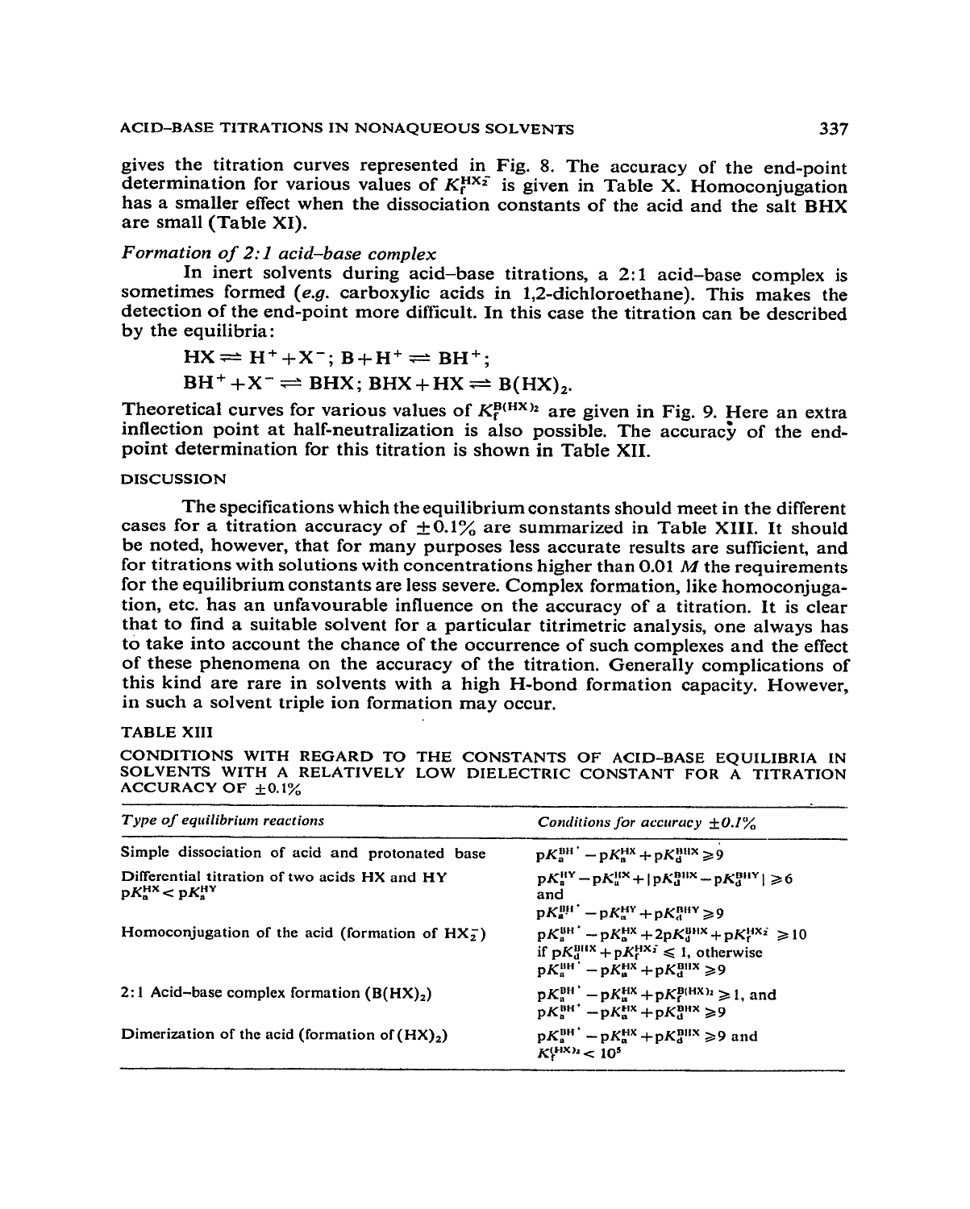gives the titration curves represented in Fig. 8. The accuracy of the end-point determination for various values of $K_f^{HX_2^-}$ is given in Table X. Homoconjugation has a smaller effect when the dissociation constants of the acid and the salt BHX are small (Table XI).

*Formation of 2:1 acid–base complex*

In inert solvents during acid–base titrations, a 2:1 acid–base complex is sometimes formed (*e.g.* carboxylic acids in 1,2-dichloroethane). This makes the detection of the end-point more difficult. In this case the titration can be described by the equilibria:

$$HX \rightleftharpoons H^+ + X^-; \; B + H^+ \rightleftharpoons BH^+;$$

$$BH^+ + X^- \rightleftharpoons BHX; \; BHX + HX \rightleftharpoons B(HX)_2.$$

Theoretical curves for various values of $K_f^{B(HX)_2}$ are given in Fig. 9. Here an extra inflection point at half-neutralization is also possible. The accuracy of the end-point determination for this titration is shown in Table XII.

## DISCUSSION

The specifications which the equilibrium constants should meet in the different cases for a titration accuracy of ±0.1% are summarized in Table XIII. It should be noted, however, that for many purposes less accurate results are sufficient, and for titrations with solutions with concentrations higher than 0.01 *M* the requirements for the equilibrium constants are less severe. Complex formation, like homoconjugation, etc. has an unfavourable influence on the accuracy of a titration. It is clear that to find a suitable solvent for a particular titrimetric analysis, one always has to take into account the chance of the occurrence of such complexes and the effect of these phenomena on the accuracy of the titration. Generally complications of this kind are rare in solvents with a high H-bond formation capacity. However, in such a solvent triple ion formation may occur.

TABLE XIII

CONDITIONS WITH REGARD TO THE CONSTANTS OF ACID–BASE EQUILIBRIA IN SOLVENTS WITH A RELATIVELY LOW DIELECTRIC CONSTANT FOR A TITRATION ACCURACY OF ±0.1%

| *Type of equilibrium reactions* | *Conditions for accuracy ±0.1%* |
|---|---|
| Simple dissociation of acid and protonated base | $pK_a^{BH^+} - pK_a^{HX} + pK_d^{BHX} \geq 9$ |
| Differential titration of two acids HX and HY $pK_a^{HX} < pK_a^{HY}$ | $pK_a^{HY} - pK_a^{HX} + \lvert pK_d^{BHX} - pK_d^{BHY} \rvert \geq 6$ and $pK_a^{BH^+} - pK_a^{HY} + pK_d^{BHY} \geq 9$ |
| Homoconjugation of the acid (formation of $HX_2^-$) | $pK_a^{BH^+} - pK_a^{HX} + 2pK_d^{BHX} + pK_f^{HX_2^-} \geq 10$ if $pK_d^{BHX} + pK_f^{HX_2^-} \leq 1$, otherwise $pK_a^{BH^+} - pK_a^{HX} + pK_d^{BHX} \geq 9$ |
| 2:1 Acid–base complex formation ($B(HX)_2$) | $pK_a^{BH^+} - pK_a^{HX} + pK_f^{B(HX)_2} \geq 1$, and $pK_a^{BH^+} - pK_a^{HX} + pK_d^{BHX} \geq 9$ |
| Dimerization of the acid (formation of $(HX)_2$) | $pK_a^{BH^+} - pK_a^{HX} + pK_d^{BHX} \geq 9$ and $K_f^{(HX)_2} < 10^5$ |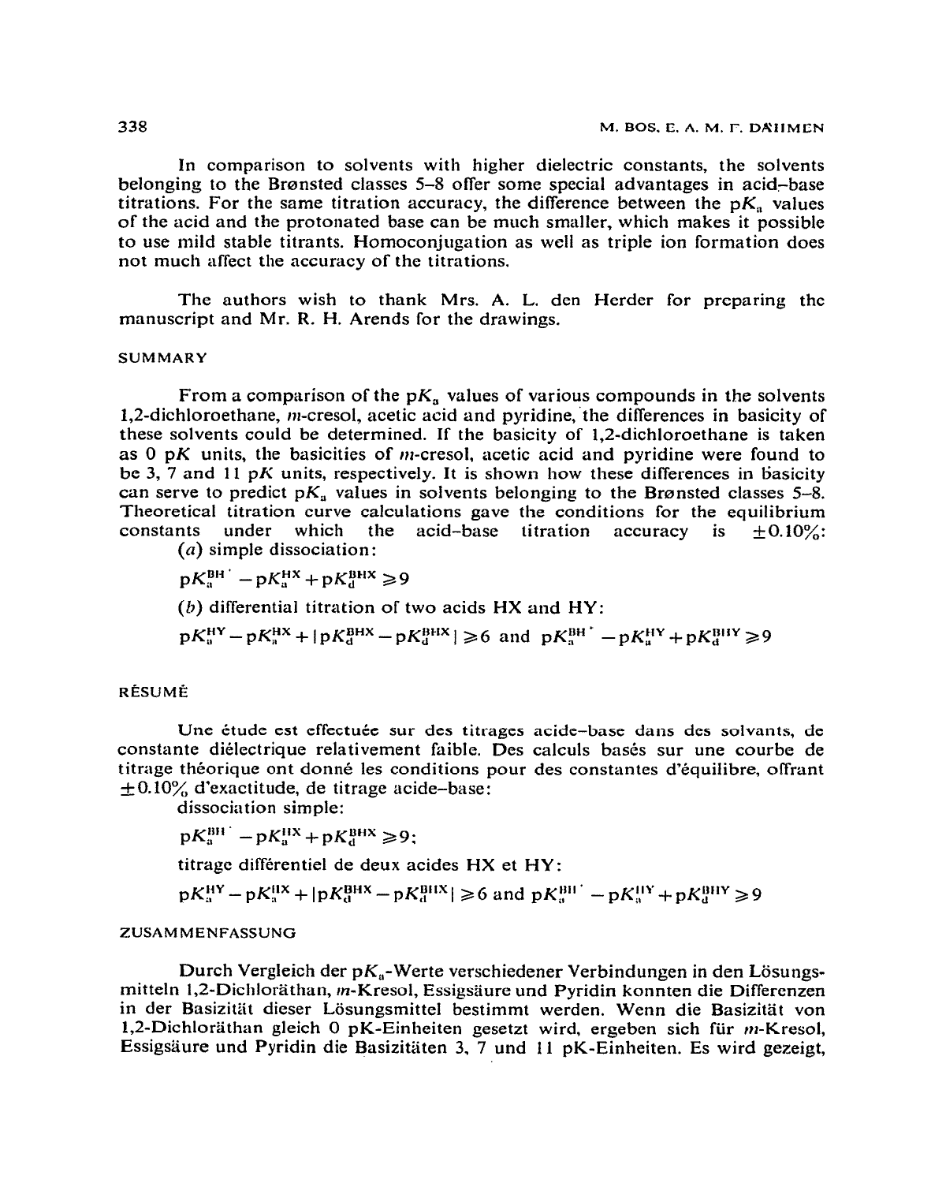In comparison to solvents with higher dielectric constants, the solvents belonging to the Brønsted classes 5–8 offer some special advantages in acid–base titrations. For the same titration accuracy, the difference between the $pK_a$ values of the acid and the protonated base can be much smaller, which makes it possible to use mild stable titrants. Homoconjugation as well as triple ion formation does not much affect the accuracy of the titrations.

The authors wish to thank Mrs. A. L. den Herder for preparing the manuscript and Mr. R. H. Arends for the drawings.

## SUMMARY

From a comparison of the $pK_a$ values of various compounds in the solvents 1,2-dichloroethane, *m*-cresol, acetic acid and pyridine, the differences in basicity of these solvents could be determined. If the basicity of 1,2-dichloroethane is taken as 0 p$K$ units, the basicities of *m*-cresol, acetic acid and pyridine were found to be 3, 7 and 11 p$K$ units, respectively. It is shown how these differences in basicity can serve to predict $pK_a$ values in solvents belonging to the Brønsted classes 5–8. Theoretical titration curve calculations gave the conditions for the equilibrium constants under which the acid–base titration accuracy is $\pm 0.10\%$:

(*a*) simple dissociation:

$$pK_a^{BH^+} - pK_a^{HX} + pK_d^{BHX} \geqslant 9$$

(*b*) differential titration of two acids HX and HY:

$$pK_a^{HY} - pK_a^{HX} + |pK_d^{BHX} - pK_d^{BHX}| \geqslant 6 \text{ and } pK_a^{BH^+} - pK_a^{HY} + pK_d^{BHY} \geqslant 9$$

## RÉSUMÉ

Une étude est effectuée sur des titrages acide–base dans des solvants, de constante diélectrique relativement faible. Des calculs basés sur une courbe de titrage théorique ont donné les conditions pour des constantes d'équilibre, offrant $\pm 0.10\%$ d'exactitude, de titrage acide–base:

dissociation simple:

$$pK_a^{BH^+} - pK_a^{HX} + pK_d^{BHX} \geqslant 9;$$

titrage différentiel de deux acides HX et HY:

$$pK_a^{HY} - pK_a^{HX} + |pK_d^{BHX} - pK_d^{BHX}| \geqslant 6 \text{ and } pK_a^{BH^+} - pK_a^{HY} + pK_d^{BHY} \geqslant 9$$

## ZUSAMMENFASSUNG

Durch Vergleich der $pK_a$-Werte verschiedener Verbindungen in den Lösungsmitteln 1,2-Dichloräthan, *m*-Kresol, Essigsäure und Pyridin konnten die Differenzen in der Basizität dieser Lösungsmittel bestimmt werden. Wenn die Basizität von 1,2-Dichloräthan gleich 0 pK-Einheiten gesetzt wird, ergeben sich für *m*-Kresol, Essigsäure und Pyridin die Basizitäten 3, 7 und 11 pK-Einheiten. Es wird gezeigt,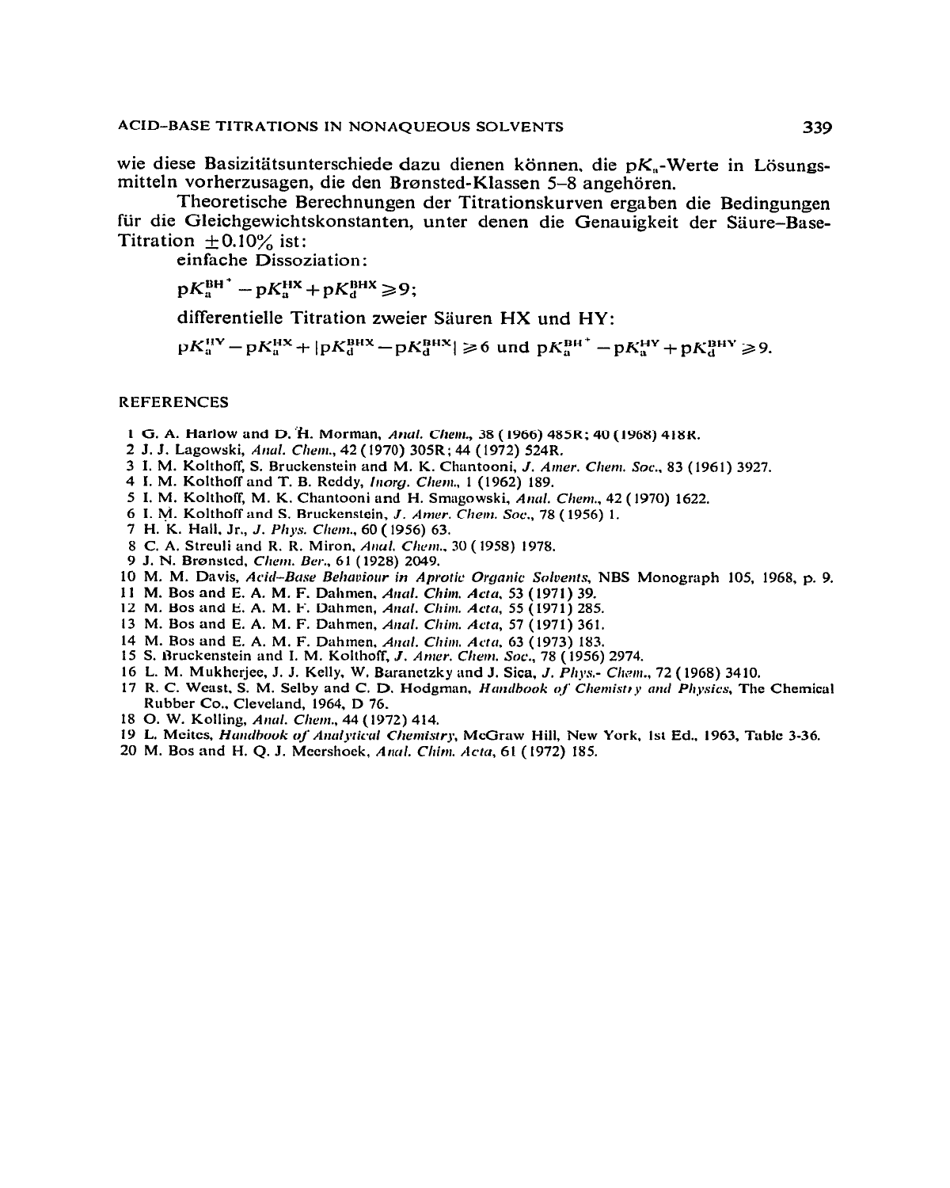wie diese Basizitätsunterschiede dazu dienen können, die $pK_a$-Werte in Lösungsmitteln vorherzusagen, die den Brønsted-Klassen 5–8 angehören.

Theoretische Berechnungen der Titrationskurven ergaben die Bedingungen für die Gleichgewichtskonstanten, unter denen die Genauigkeit der Säure–Base-Titration $\pm 0.10\%$ ist:

einfache Dissoziation:

$$pK_a^{BH^+} - pK_a^{HX} + pK_d^{BHX} \geqslant 9;$$

differentielle Titration zweier Säuren HX und HY:

$$pK_a^{HY} - pK_a^{HX} + |pK_d^{BHX} - pK_d^{BHX}| \geqslant 6 \text{ und } pK_a^{BH^+} - pK_a^{HY} + pK_d^{BHY} \geqslant 9.$$

## REFERENCES

1 G. A. Harlow and D. H. Morman, *Anal. Chem.*, 38 (1966) 485R; 40 (1968) 418R.
2 J. J. Lagowski, *Anal. Chem.*, 42 (1970) 305R; 44 (1972) 524R.
3 I. M. Kolthoff, S. Bruckenstein and M. K. Chantooni, *J. Amer. Chem. Soc.*, 83 (1961) 3927.
4 I. M. Kolthoff and T. B. Reddy, *Inorg. Chem.*, 1 (1962) 189.
5 I. M. Kolthoff, M. K. Chantooni and H. Smagowski, *Anal. Chem.*, 42 (1970) 1622.
6 I. M. Kolthoff and S. Bruckenstein, *J. Amer. Chem. Soc.*, 78 (1956) 1.
7 H. K. Hall, Jr., *J. Phys. Chem.*, 60 (1956) 63.
8 C. A. Streuli and R. R. Miron, *Anal. Chem.*, 30 (1958) 1978.
9 J. N. Brønsted, *Chem. Ber.*, 61 (1928) 2049.
10 M. M. Davis, *Acid–Base Behaviour in Aprotic Organic Solvents*, NBS Monograph 105, 1968, p. 9.
11 M. Bos and E. A. M. F. Dahmen, *Anal. Chim. Acta*, 53 (1971) 39.
12 M. Bos and E. A. M. F. Dahmen, *Anal. Chim. Acta*, 55 (1971) 285.
13 M. Bos and E. A. M. F. Dahmen, *Anal. Chim. Acta*, 57 (1971) 361.
14 M. Bos and E. A. M. F. Dahmen, *Anal. Chim. Acta*, 63 (1973) 183.
15 S. Bruckenstein and I. M. Kolthoff, *J. Amer. Chem. Soc.*, 78 (1956) 2974.
16 L. M. Mukherjee, J. J. Kelly, W. Baranetzky and J. Sica, *J. Phys.- Chem.*, 72 (1968) 3410.
17 R. C. Weast, S. M. Selby and C. D. Hodgman, *Handbook of Chemistry and Physics*, The Chemical Rubber Co., Cleveland, 1964, D 76.
18 O. W. Kolling, *Anal. Chem.*, 44 (1972) 414.
19 L. Meites, *Handbook of Analytical Chemistry*, McGraw Hill, New York, 1st Ed., 1963, Table 3-36.
20 M. Bos and H. Q. J. Meershoek, *Anal. Chim. Acta*, 61 (1972) 185.